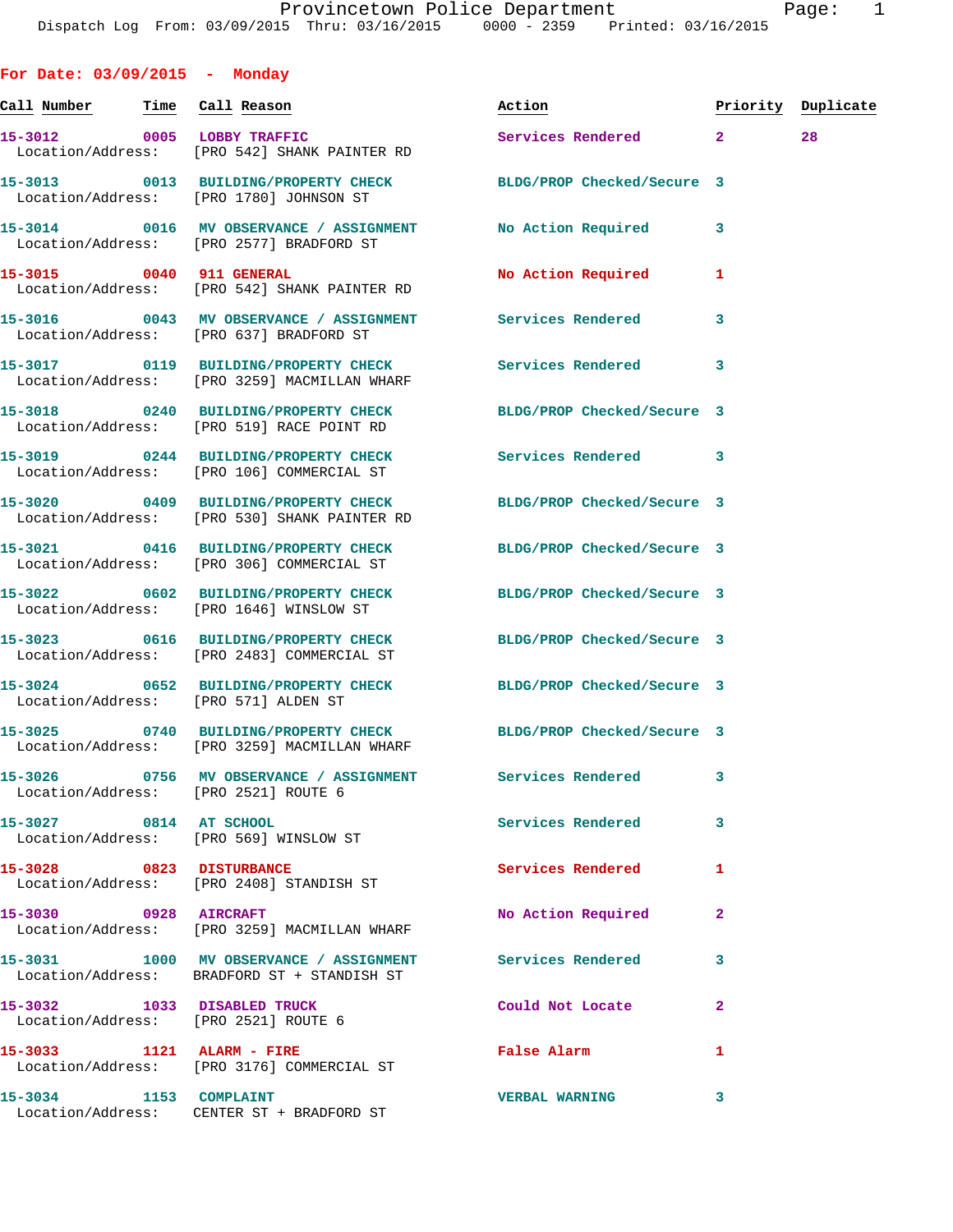Provincetown Police Department

Dispatch Log From: 03/09/2015 Thru: 03/16/2015 0000 - 2359 Printed: 03/16/2015

## For Date: 03/09/2015 - Monday

| Call Number | Time | Call Reason | Action | Priority | Duplicate |
|---|---|---|---|---|---|
| 15-3012 | 0005 | LOBBY TRAFFIC<br>Location/Address: [PRO 542] SHANK PAINTER RD | Services Rendered | 2 | 28 |
| 15-3013 | 0013 | BUILDING/PROPERTY CHECK<br>Location/Address: [PRO 1780] JOHNSON ST | BLDG/PROP Checked/Secure | 3 | |
| 15-3014 | 0016 | MV OBSERVANCE / ASSIGNMENT<br>Location/Address: [PRO 2577] BRADFORD ST | No Action Required | 3 | |
| 15-3015 | 0040 | 911 GENERAL<br>Location/Address: [PRO 542] SHANK PAINTER RD | No Action Required | 1 | |
| 15-3016 | 0043 | MV OBSERVANCE / ASSIGNMENT<br>Location/Address: [PRO 637] BRADFORD ST | Services Rendered | 3 | |
| 15-3017 | 0119 | BUILDING/PROPERTY CHECK<br>Location/Address: [PRO 3259] MACMILLAN WHARF | Services Rendered | 3 | |
| 15-3018 | 0240 | BUILDING/PROPERTY CHECK<br>Location/Address: [PRO 519] RACE POINT RD | BLDG/PROP Checked/Secure | 3 | |
| 15-3019 | 0244 | BUILDING/PROPERTY CHECK<br>Location/Address: [PRO 106] COMMERCIAL ST | Services Rendered | 3 | |
| 15-3020 | 0409 | BUILDING/PROPERTY CHECK<br>Location/Address: [PRO 530] SHANK PAINTER RD | BLDG/PROP Checked/Secure | 3 | |
| 15-3021 | 0416 | BUILDING/PROPERTY CHECK<br>Location/Address: [PRO 306] COMMERCIAL ST | BLDG/PROP Checked/Secure | 3 | |
| 15-3022 | 0602 | BUILDING/PROPERTY CHECK<br>Location/Address: [PRO 1646] WINSLOW ST | BLDG/PROP Checked/Secure | 3 | |
| 15-3023 | 0616 | BUILDING/PROPERTY CHECK<br>Location/Address: [PRO 2483] COMMERCIAL ST | BLDG/PROP Checked/Secure | 3 | |
| 15-3024 | 0652 | BUILDING/PROPERTY CHECK<br>Location/Address: [PRO 571] ALDEN ST | BLDG/PROP Checked/Secure | 3 | |
| 15-3025 | 0740 | BUILDING/PROPERTY CHECK<br>Location/Address: [PRO 3259] MACMILLAN WHARF | BLDG/PROP Checked/Secure | 3 | |
| 15-3026 | 0756 | MV OBSERVANCE / ASSIGNMENT<br>Location/Address: [PRO 2521] ROUTE 6 | Services Rendered | 3 | |
| 15-3027 | 0814 | AT SCHOOL<br>Location/Address: [PRO 569] WINSLOW ST | Services Rendered | 3 | |
| 15-3028 | 0823 | DISTURBANCE<br>Location/Address: [PRO 2408] STANDISH ST | Services Rendered | 1 | |
| 15-3030 | 0928 | AIRCRAFT<br>Location/Address: [PRO 3259] MACMILLAN WHARF | No Action Required | 2 | |
| 15-3031 | 1000 | MV OBSERVANCE / ASSIGNMENT<br>Location/Address: BRADFORD ST + STANDISH ST | Services Rendered | 3 | |
| 15-3032 | 1033 | DISABLED TRUCK<br>Location/Address: [PRO 2521] ROUTE 6 | Could Not Locate | 2 | |
| 15-3033 | 1121 | ALARM - FIRE<br>Location/Address: [PRO 3176] COMMERCIAL ST | False Alarm | 1 | |
| 15-3034 | 1153 | COMPLAINT<br>Location/Address: CENTER ST + BRADFORD ST | VERBAL WARNING | 3 | |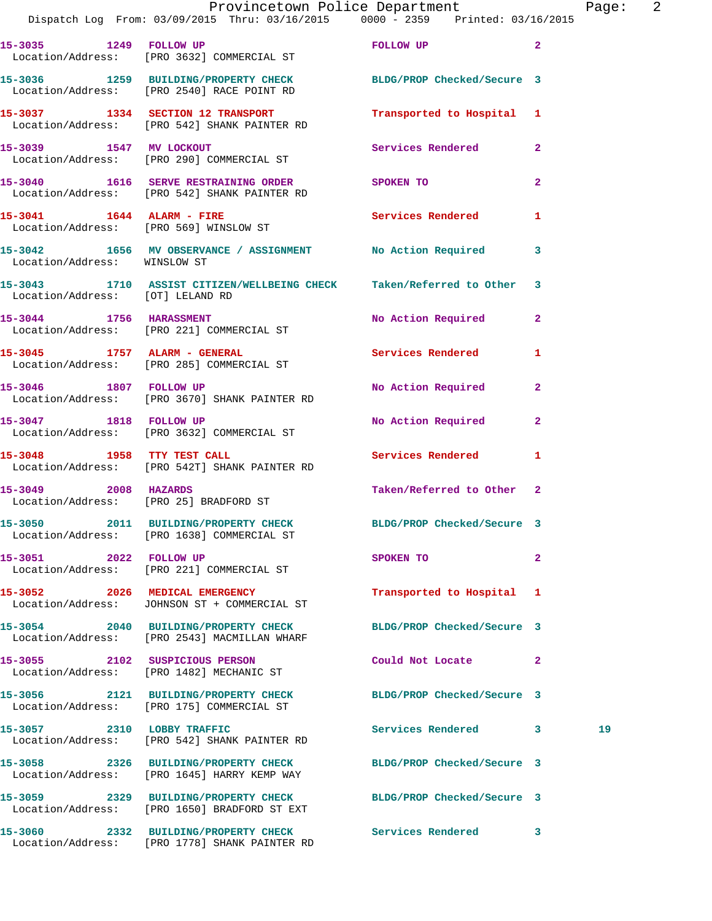15-3035 1249 FOLLOW UP FOLLOW UP 2
Location/Address: [PRO 3632] COMMERCIAL ST

15-3036 1259 BUILDING/PROPERTY CHECK BLDG/PROP Checked/Secure 3
Location/Address: [PRO 2540] RACE POINT RD

15-3037 1334 SECTION 12 TRANSPORT Transported to Hospital 1
Location/Address: [PRO 542] SHANK PAINTER RD

15-3039 1547 MV LOCKOUT Services Rendered 2
Location/Address: [PRO 290] COMMERCIAL ST

15-3040 1616 SERVE RESTRAINING ORDER SPOKEN TO 2
Location/Address: [PRO 542] SHANK PAINTER RD

15-3041 1644 ALARM - FIRE Services Rendered 1
Location/Address: [PRO 569] WINSLOW ST

15-3042 1656 MV OBSERVANCE / ASSIGNMENT No Action Required 3
Location/Address: WINSLOW ST

15-3043 1710 ASSIST CITIZEN/WELLBEING CHECK Taken/Referred to Other 3
Location/Address: [OT] LELAND RD

15-3044 1756 HARASSMENT No Action Required 2
Location/Address: [PRO 221] COMMERCIAL ST

15-3045 1757 ALARM - GENERAL Services Rendered 1
Location/Address: [PRO 285] COMMERCIAL ST

15-3046 1807 FOLLOW UP No Action Required 2
Location/Address: [PRO 3670] SHANK PAINTER RD

15-3047 1818 FOLLOW UP No Action Required 2
Location/Address: [PRO 3632] COMMERCIAL ST

15-3048 1958 TTY TEST CALL Services Rendered 1
Location/Address: [PRO 542T] SHANK PAINTER RD

15-3049 2008 HAZARDS Taken/Referred to Other 2
Location/Address: [PRO 25] BRADFORD ST

15-3050 2011 BUILDING/PROPERTY CHECK BLDG/PROP Checked/Secure 3
Location/Address: [PRO 1638] COMMERCIAL ST

15-3051 2022 FOLLOW UP SPOKEN TO 2
Location/Address: [PRO 221] COMMERCIAL ST

15-3052 2026 MEDICAL EMERGENCY Transported to Hospital 1
Location/Address: JOHNSON ST + COMMERCIAL ST

15-3054 2040 BUILDING/PROPERTY CHECK BLDG/PROP Checked/Secure 3
Location/Address: [PRO 2543] MACMILLAN WHARF

15-3055 2102 SUSPICIOUS PERSON Could Not Locate 2
Location/Address: [PRO 1482] MECHANIC ST

15-3056 2121 BUILDING/PROPERTY CHECK BLDG/PROP Checked/Secure 3
Location/Address: [PRO 175] COMMERCIAL ST

15-3057 2310 LOBBY TRAFFIC Services Rendered 3 19
Location/Address: [PRO 542] SHANK PAINTER RD

15-3058 2326 BUILDING/PROPERTY CHECK BLDG/PROP Checked/Secure 3
Location/Address: [PRO 1645] HARRY KEMP WAY

15-3059 2329 BUILDING/PROPERTY CHECK BLDG/PROP Checked/Secure 3
Location/Address: [PRO 1650] BRADFORD ST EXT

15-3060 2332 BUILDING/PROPERTY CHECK Services Rendered 3
Location/Address: [PRO 1778] SHANK PAINTER RD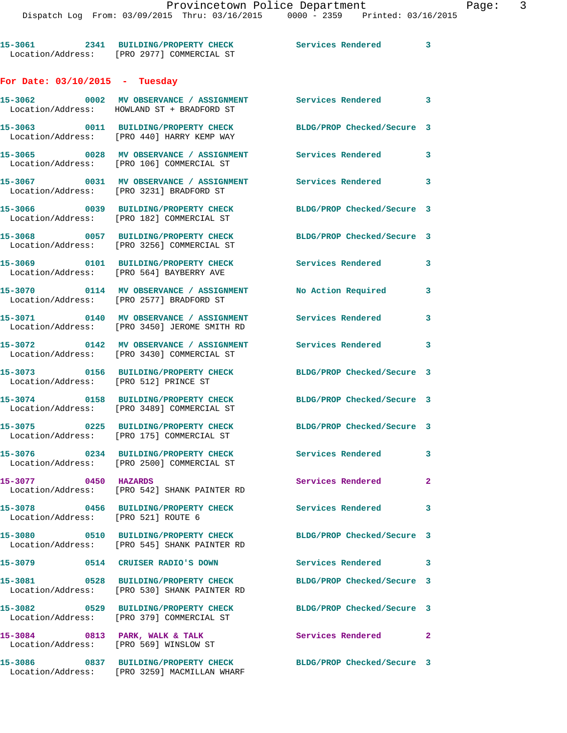15-3061 2341 BUILDING/PROPERTY CHECK Services Rendered 3
Location/Address: [PRO 2977] COMMERCIAL ST

## For Date: 03/10/2015 - Tuesday

15-3062 0002 MV OBSERVANCE / ASSIGNMENT Services Rendered 3
Location/Address: HOWLAND ST + BRADFORD ST

15-3063 0011 BUILDING/PROPERTY CHECK BLDG/PROP Checked/Secure 3
Location/Address: [PRO 440] HARRY KEMP WAY

15-3065 0028 MV OBSERVANCE / ASSIGNMENT Services Rendered 3
Location/Address: [PRO 106] COMMERCIAL ST

15-3067 0031 MV OBSERVANCE / ASSIGNMENT Services Rendered 3
Location/Address: [PRO 3231] BRADFORD ST

15-3066 0039 BUILDING/PROPERTY CHECK BLDG/PROP Checked/Secure 3
Location/Address: [PRO 182] COMMERCIAL ST

15-3068 0057 BUILDING/PROPERTY CHECK BLDG/PROP Checked/Secure 3
Location/Address: [PRO 3256] COMMERCIAL ST

15-3069 0101 BUILDING/PROPERTY CHECK Services Rendered 3
Location/Address: [PRO 564] BAYBERRY AVE

15-3070 0114 MV OBSERVANCE / ASSIGNMENT No Action Required 3
Location/Address: [PRO 2577] BRADFORD ST

15-3071 0140 MV OBSERVANCE / ASSIGNMENT Services Rendered 3
Location/Address: [PRO 3450] JEROME SMITH RD

15-3072 0142 MV OBSERVANCE / ASSIGNMENT Services Rendered 3
Location/Address: [PRO 3430] COMMERCIAL ST

15-3073 0156 BUILDING/PROPERTY CHECK BLDG/PROP Checked/Secure 3
Location/Address: [PRO 512] PRINCE ST

15-3074 0158 BUILDING/PROPERTY CHECK BLDG/PROP Checked/Secure 3
Location/Address: [PRO 3489] COMMERCIAL ST

15-3075 0225 BUILDING/PROPERTY CHECK BLDG/PROP Checked/Secure 3
Location/Address: [PRO 175] COMMERCIAL ST

15-3076 0234 BUILDING/PROPERTY CHECK Services Rendered 3
Location/Address: [PRO 2500] COMMERCIAL ST

15-3077 0450 HAZARDS Services Rendered 2
Location/Address: [PRO 542] SHANK PAINTER RD

15-3078 0456 BUILDING/PROPERTY CHECK Services Rendered 3
Location/Address: [PRO 521] ROUTE 6

15-3080 0510 BUILDING/PROPERTY CHECK BLDG/PROP Checked/Secure 3
Location/Address: [PRO 545] SHANK PAINTER RD

15-3079 0514 CRUISER RADIO'S DOWN Services Rendered 3

15-3081 0528 BUILDING/PROPERTY CHECK BLDG/PROP Checked/Secure 3
Location/Address: [PRO 530] SHANK PAINTER RD

15-3082 0529 BUILDING/PROPERTY CHECK BLDG/PROP Checked/Secure 3
Location/Address: [PRO 379] COMMERCIAL ST

15-3084 0813 PARK, WALK & TALK Services Rendered 2
Location/Address: [PRO 569] WINSLOW ST

15-3086 0837 BUILDING/PROPERTY CHECK BLDG/PROP Checked/Secure 3
Location/Address: [PRO 3259] MACMILLAN WHARF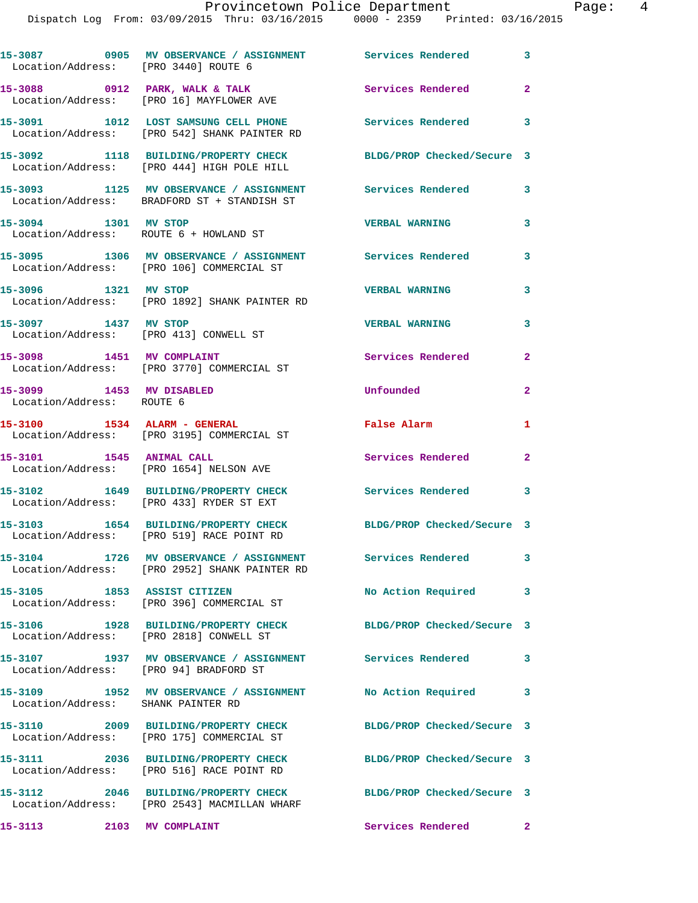15-3087 0905 MV OBSERVANCE / ASSIGNMENT Services Rendered 3
Location/Address: [PRO 3440] ROUTE 6

15-3088 0912 PARK, WALK & TALK Services Rendered 2
Location/Address: [PRO 16] MAYFLOWER AVE

15-3091 1012 LOST SAMSUNG CELL PHONE Services Rendered 3
Location/Address: [PRO 542] SHANK PAINTER RD

15-3092 1118 BUILDING/PROPERTY CHECK BLDG/PROP Checked/Secure 3
Location/Address: [PRO 444] HIGH POLE HILL

15-3093 1125 MV OBSERVANCE / ASSIGNMENT Services Rendered 3
Location/Address: BRADFORD ST + STANDISH ST

15-3094 1301 MV STOP VERBAL WARNING 3
Location/Address: ROUTE 6 + HOWLAND ST

15-3095 1306 MV OBSERVANCE / ASSIGNMENT Services Rendered 3
Location/Address: [PRO 106] COMMERCIAL ST

15-3096 1321 MV STOP VERBAL WARNING 3
Location/Address: [PRO 1892] SHANK PAINTER RD

15-3097 1437 MV STOP VERBAL WARNING 3
Location/Address: [PRO 413] CONWELL ST

15-3098 1451 MV COMPLAINT Services Rendered 2
Location/Address: [PRO 3770] COMMERCIAL ST

15-3099 1453 MV DISABLED Unfounded 2
Location/Address: ROUTE 6

15-3100 1534 ALARM - GENERAL False Alarm 1
Location/Address: [PRO 3195] COMMERCIAL ST

15-3101 1545 ANIMAL CALL Services Rendered 2
Location/Address: [PRO 1654] NELSON AVE

15-3102 1649 BUILDING/PROPERTY CHECK Services Rendered 3
Location/Address: [PRO 433] RYDER ST EXT

15-3103 1654 BUILDING/PROPERTY CHECK BLDG/PROP Checked/Secure 3
Location/Address: [PRO 519] RACE POINT RD

15-3104 1726 MV OBSERVANCE / ASSIGNMENT Services Rendered 3
Location/Address: [PRO 2952] SHANK PAINTER RD

15-3105 1853 ASSIST CITIZEN No Action Required 3
Location/Address: [PRO 396] COMMERCIAL ST

15-3106 1928 BUILDING/PROPERTY CHECK BLDG/PROP Checked/Secure 3
Location/Address: [PRO 2818] CONWELL ST

15-3107 1937 MV OBSERVANCE / ASSIGNMENT Services Rendered 3
Location/Address: [PRO 94] BRADFORD ST

15-3109 1952 MV OBSERVANCE / ASSIGNMENT No Action Required 3
Location/Address: SHANK PAINTER RD

15-3110 2009 BUILDING/PROPERTY CHECK BLDG/PROP Checked/Secure 3
Location/Address: [PRO 175] COMMERCIAL ST

15-3111 2036 BUILDING/PROPERTY CHECK BLDG/PROP Checked/Secure 3
Location/Address: [PRO 516] RACE POINT RD

15-3112 2046 BUILDING/PROPERTY CHECK BLDG/PROP Checked/Secure 3
Location/Address: [PRO 2543] MACMILLAN WHARF

15-3113 2103 MV COMPLAINT Services Rendered 2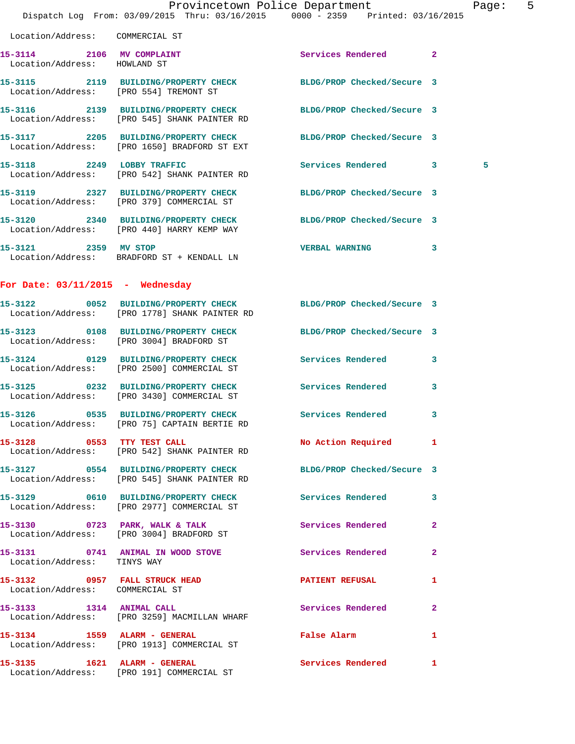Location/Address: COMMERCIAL ST

| Call # | Time | Call Reason | Action | Priority | |
|---|---|---|---|---|---|
| 15-3114 | 2106 | MV COMPLAINT | Services Rendered | 2 | |
| Location/Address: | | HOWLAND ST | | | |
| 15-3115 | 2119 | BUILDING/PROPERTY CHECK | BLDG/PROP Checked/Secure | 3 | |
| Location/Address: | | [PRO 554] TREMONT ST | | | |
| 15-3116 | 2139 | BUILDING/PROPERTY CHECK | BLDG/PROP Checked/Secure | 3 | |
| Location/Address: | | [PRO 545] SHANK PAINTER RD | | | |
| 15-3117 | 2205 | BUILDING/PROPERTY CHECK | BLDG/PROP Checked/Secure | 3 | |
| Location/Address: | | [PRO 1650] BRADFORD ST EXT | | | |
| 15-3118 | 2249 | LOBBY TRAFFIC | Services Rendered | 3 | 5 |
| Location/Address: | | [PRO 542] SHANK PAINTER RD | | | |
| 15-3119 | 2327 | BUILDING/PROPERTY CHECK | BLDG/PROP Checked/Secure | 3 | |
| Location/Address: | | [PRO 379] COMMERCIAL ST | | | |
| 15-3120 | 2340 | BUILDING/PROPERTY CHECK | BLDG/PROP Checked/Secure | 3 | |
| Location/Address: | | [PRO 440] HARRY KEMP WAY | | | |
| 15-3121 | 2359 | MV STOP | VERBAL WARNING | 3 | |
| Location/Address: | | BRADFORD ST + KENDALL LN | | | |

## For Date: 03/11/2015 - Wednesday

| Call # | Time | Call Reason | Action | Priority |
|---|---|---|---|---|
| 15-3122 | 0052 | BUILDING/PROPERTY CHECK | BLDG/PROP Checked/Secure | 3 |
| Location/Address: | | [PRO 1778] SHANK PAINTER RD | | |
| 15-3123 | 0108 | BUILDING/PROPERTY CHECK | BLDG/PROP Checked/Secure | 3 |
| Location/Address: | | [PRO 3004] BRADFORD ST | | |
| 15-3124 | 0129 | BUILDING/PROPERTY CHECK | Services Rendered | 3 |
| Location/Address: | | [PRO 2500] COMMERCIAL ST | | |
| 15-3125 | 0232 | BUILDING/PROPERTY CHECK | Services Rendered | 3 |
| Location/Address: | | [PRO 3430] COMMERCIAL ST | | |
| 15-3126 | 0535 | BUILDING/PROPERTY CHECK | Services Rendered | 3 |
| Location/Address: | | [PRO 75] CAPTAIN BERTIE RD | | |
| 15-3128 | 0553 | TTY TEST CALL | No Action Required | 1 |
| Location/Address: | | [PRO 542] SHANK PAINTER RD | | |
| 15-3127 | 0554 | BUILDING/PROPERTY CHECK | BLDG/PROP Checked/Secure | 3 |
| Location/Address: | | [PRO 545] SHANK PAINTER RD | | |
| 15-3129 | 0610 | BUILDING/PROPERTY CHECK | Services Rendered | 3 |
| Location/Address: | | [PRO 2977] COMMERCIAL ST | | |
| 15-3130 | 0723 | PARK, WALK & TALK | Services Rendered | 2 |
| Location/Address: | | [PRO 3004] BRADFORD ST | | |
| 15-3131 | 0741 | ANIMAL IN WOOD STOVE | Services Rendered | 2 |
| Location/Address: | | TINYS WAY | | |
| 15-3132 | 0957 | FALL STRUCK HEAD | PATIENT REFUSAL | 1 |
| Location/Address: | | COMMERCIAL ST | | |
| 15-3133 | 1314 | ANIMAL CALL | Services Rendered | 2 |
| Location/Address: | | [PRO 3259] MACMILLAN WHARF | | |
| 15-3134 | 1559 | ALARM - GENERAL | False Alarm | 1 |
| Location/Address: | | [PRO 1913] COMMERCIAL ST | | |
| 15-3135 | 1621 | ALARM - GENERAL | Services Rendered | 1 |
| Location/Address: | | [PRO 191] COMMERCIAL ST | | |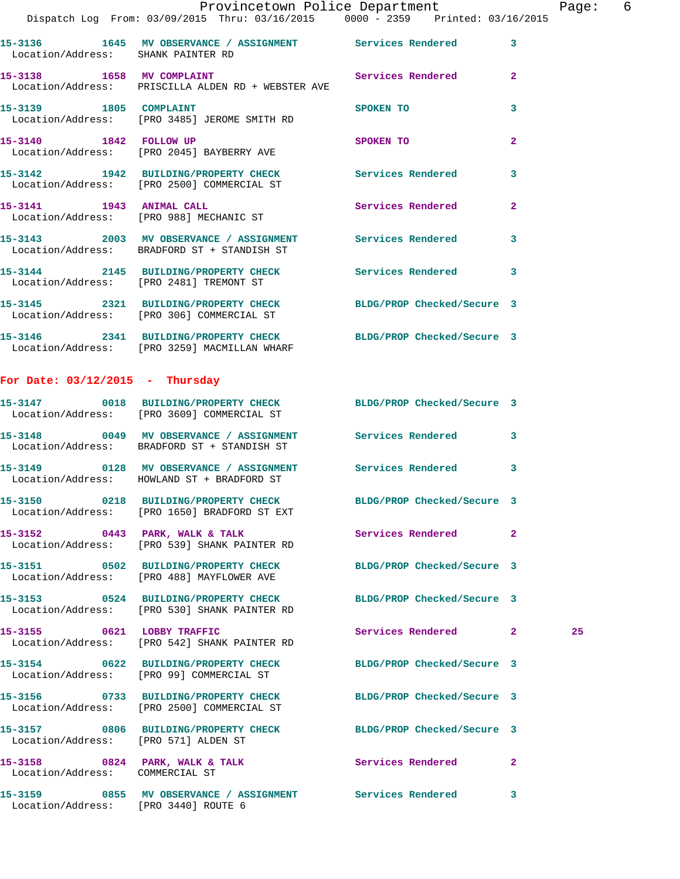15-3136 1645 MV OBSERVANCE / ASSIGNMENT Services Rendered 3
Location/Address: SHANK PAINTER RD

15-3138 1658 MV COMPLAINT Services Rendered 2
Location/Address: PRISCILLA ALDEN RD + WEBSTER AVE

15-3139 1805 COMPLAINT SPOKEN TO 3
Location/Address: [PRO 3485] JEROME SMITH RD

15-3140 1842 FOLLOW UP SPOKEN TO 2
Location/Address: [PRO 2045] BAYBERRY AVE

15-3142 1942 BUILDING/PROPERTY CHECK Services Rendered 3
Location/Address: [PRO 2500] COMMERCIAL ST

15-3141 1943 ANIMAL CALL Services Rendered 2
Location/Address: [PRO 988] MECHANIC ST

15-3143 2003 MV OBSERVANCE / ASSIGNMENT Services Rendered 3
Location/Address: BRADFORD ST + STANDISH ST

15-3144 2145 BUILDING/PROPERTY CHECK Services Rendered 3
Location/Address: [PRO 2481] TREMONT ST

15-3145 2321 BUILDING/PROPERTY CHECK BLDG/PROP Checked/Secure 3
Location/Address: [PRO 306] COMMERCIAL ST

15-3146 2341 BUILDING/PROPERTY CHECK BLDG/PROP Checked/Secure 3
Location/Address: [PRO 3259] MACMILLAN WHARF

## For Date: 03/12/2015 - Thursday

15-3147 0018 BUILDING/PROPERTY CHECK BLDG/PROP Checked/Secure 3
Location/Address: [PRO 3609] COMMERCIAL ST

15-3148 0049 MV OBSERVANCE / ASSIGNMENT Services Rendered 3
Location/Address: BRADFORD ST + STANDISH ST

15-3149 0128 MV OBSERVANCE / ASSIGNMENT Services Rendered 3
Location/Address: HOWLAND ST + BRADFORD ST

15-3150 0218 BUILDING/PROPERTY CHECK BLDG/PROP Checked/Secure 3
Location/Address: [PRO 1650] BRADFORD ST EXT

15-3152 0443 PARK, WALK & TALK Services Rendered 2
Location/Address: [PRO 539] SHANK PAINTER RD

15-3151 0502 BUILDING/PROPERTY CHECK BLDG/PROP Checked/Secure 3
Location/Address: [PRO 488] MAYFLOWER AVE

15-3153 0524 BUILDING/PROPERTY CHECK BLDG/PROP Checked/Secure 3
Location/Address: [PRO 530] SHANK PAINTER RD

15-3155 0621 LOBBY TRAFFIC Services Rendered 2 25
Location/Address: [PRO 542] SHANK PAINTER RD

15-3154 0622 BUILDING/PROPERTY CHECK BLDG/PROP Checked/Secure 3
Location/Address: [PRO 99] COMMERCIAL ST

15-3156 0733 BUILDING/PROPERTY CHECK BLDG/PROP Checked/Secure 3
Location/Address: [PRO 2500] COMMERCIAL ST

15-3157 0806 BUILDING/PROPERTY CHECK BLDG/PROP Checked/Secure 3
Location/Address: [PRO 571] ALDEN ST

15-3158 0824 PARK, WALK & TALK Services Rendered 2
Location/Address: COMMERCIAL ST

15-3159 0855 MV OBSERVANCE / ASSIGNMENT Services Rendered 3
Location/Address: [PRO 3440] ROUTE 6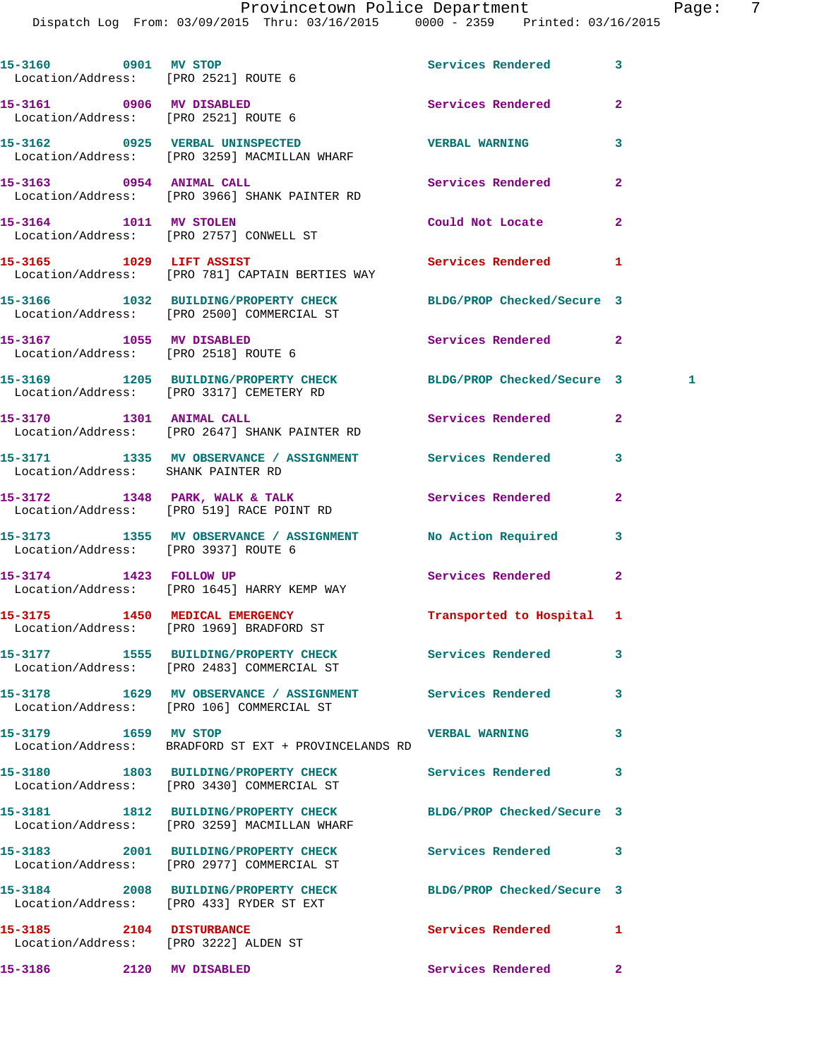15-3160 0901 MV STOP Services Rendered 3
Location/Address: [PRO 2521] ROUTE 6

15-3161 0906 MV DISABLED Services Rendered 2
Location/Address: [PRO 2521] ROUTE 6

15-3162 0925 VERBAL UNINSPECTED VERBAL WARNING 3
Location/Address: [PRO 3259] MACMILLAN WHARF

15-3163 0954 ANIMAL CALL Services Rendered 2
Location/Address: [PRO 3966] SHANK PAINTER RD

15-3164 1011 MV STOLEN Could Not Locate 2
Location/Address: [PRO 2757] CONWELL ST

15-3165 1029 LIFT ASSIST Services Rendered 1
Location/Address: [PRO 781] CAPTAIN BERTIES WAY

15-3166 1032 BUILDING/PROPERTY CHECK BLDG/PROP Checked/Secure 3
Location/Address: [PRO 2500] COMMERCIAL ST

15-3167 1055 MV DISABLED Services Rendered 2
Location/Address: [PRO 2518] ROUTE 6

15-3169 1205 BUILDING/PROPERTY CHECK BLDG/PROP Checked/Secure 3 1
Location/Address: [PRO 3317] CEMETERY RD

15-3170 1301 ANIMAL CALL Services Rendered 2
Location/Address: [PRO 2647] SHANK PAINTER RD

15-3171 1335 MV OBSERVANCE / ASSIGNMENT Services Rendered 3
Location/Address: SHANK PAINTER RD

15-3172 1348 PARK, WALK & TALK Services Rendered 2
Location/Address: [PRO 519] RACE POINT RD

15-3173 1355 MV OBSERVANCE / ASSIGNMENT No Action Required 3
Location/Address: [PRO 3937] ROUTE 6

15-3174 1423 FOLLOW UP Services Rendered 2
Location/Address: [PRO 1645] HARRY KEMP WAY

15-3175 1450 MEDICAL EMERGENCY Transported to Hospital 1
Location/Address: [PRO 1969] BRADFORD ST

15-3177 1555 BUILDING/PROPERTY CHECK Services Rendered 3
Location/Address: [PRO 2483] COMMERCIAL ST

15-3178 1629 MV OBSERVANCE / ASSIGNMENT Services Rendered 3
Location/Address: [PRO 106] COMMERCIAL ST

15-3179 1659 MV STOP VERBAL WARNING 3
Location/Address: BRADFORD ST EXT + PROVINCELANDS RD

15-3180 1803 BUILDING/PROPERTY CHECK Services Rendered 3
Location/Address: [PRO 3430] COMMERCIAL ST

15-3181 1812 BUILDING/PROPERTY CHECK BLDG/PROP Checked/Secure 3
Location/Address: [PRO 3259] MACMILLAN WHARF

15-3183 2001 BUILDING/PROPERTY CHECK Services Rendered 3
Location/Address: [PRO 2977] COMMERCIAL ST

15-3184 2008 BUILDING/PROPERTY CHECK BLDG/PROP Checked/Secure 3
Location/Address: [PRO 433] RYDER ST EXT

15-3185 2104 DISTURBANCE Services Rendered 1
Location/Address: [PRO 3222] ALDEN ST

15-3186 2120 MV DISABLED Services Rendered 2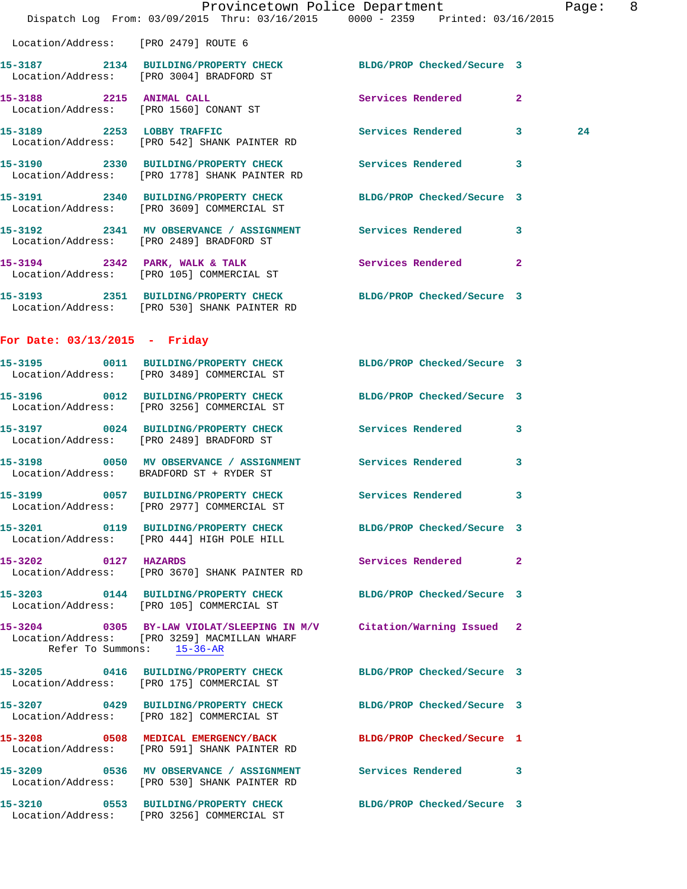Location/Address: [PRO 2479] ROUTE 6

**15-3187** 2134 **BUILDING/PROPERTY CHECK** BLDG/PROP Checked/Secure 3
Location/Address: [PRO 3004] BRADFORD ST

**15-3188** 2215 **ANIMAL CALL** Services Rendered 2
Location/Address: [PRO 1560] CONANT ST

**15-3189** 2253 **LOBBY TRAFFIC** Services Rendered 3 24
Location/Address: [PRO 542] SHANK PAINTER RD

**15-3190** 2330 **BUILDING/PROPERTY CHECK** Services Rendered 3
Location/Address: [PRO 1778] SHANK PAINTER RD

**15-3191** 2340 **BUILDING/PROPERTY CHECK** BLDG/PROP Checked/Secure 3
Location/Address: [PRO 3609] COMMERCIAL ST

**15-3192** 2341 **MV OBSERVANCE / ASSIGNMENT** Services Rendered 3
Location/Address: [PRO 2489] BRADFORD ST

**15-3194** 2342 **PARK, WALK & TALK** Services Rendered 2
Location/Address: [PRO 105] COMMERCIAL ST

**15-3193** 2351 **BUILDING/PROPERTY CHECK** BLDG/PROP Checked/Secure 3
Location/Address: [PRO 530] SHANK PAINTER RD

## For Date: 03/13/2015 - Friday

**15-3195** 0011 **BUILDING/PROPERTY CHECK** BLDG/PROP Checked/Secure 3
Location/Address: [PRO 3489] COMMERCIAL ST

**15-3196** 0012 **BUILDING/PROPERTY CHECK** BLDG/PROP Checked/Secure 3
Location/Address: [PRO 3256] COMMERCIAL ST

**15-3197** 0024 **BUILDING/PROPERTY CHECK** Services Rendered 3
Location/Address: [PRO 2489] BRADFORD ST

**15-3198** 0050 **MV OBSERVANCE / ASSIGNMENT** Services Rendered 3
Location/Address: BRADFORD ST + RYDER ST

**15-3199** 0057 **BUILDING/PROPERTY CHECK** Services Rendered 3
Location/Address: [PRO 2977] COMMERCIAL ST

**15-3201** 0119 **BUILDING/PROPERTY CHECK** BLDG/PROP Checked/Secure 3
Location/Address: [PRO 444] HIGH POLE HILL

**15-3202** 0127 **HAZARDS** Services Rendered 2
Location/Address: [PRO 3670] SHANK PAINTER RD

**15-3203** 0144 **BUILDING/PROPERTY CHECK** BLDG/PROP Checked/Secure 3
Location/Address: [PRO 105] COMMERCIAL ST

**15-3204** 0305 **BY-LAW VIOLAT/SLEEPING IN M/V** Citation/Warning Issued 2
Location/Address: [PRO 3259] MACMILLAN WHARF
Refer To Summons: 15-36-AR

**15-3205** 0416 **BUILDING/PROPERTY CHECK** BLDG/PROP Checked/Secure 3
Location/Address: [PRO 175] COMMERCIAL ST

**15-3207** 0429 **BUILDING/PROPERTY CHECK** BLDG/PROP Checked/Secure 3
Location/Address: [PRO 182] COMMERCIAL ST

**15-3208** 0508 **MEDICAL EMERGENCY/BACK** BLDG/PROP Checked/Secure 1
Location/Address: [PRO 591] SHANK PAINTER RD

**15-3209** 0536 **MV OBSERVANCE / ASSIGNMENT** Services Rendered 3
Location/Address: [PRO 530] SHANK PAINTER RD

**15-3210** 0553 **BUILDING/PROPERTY CHECK** BLDG/PROP Checked/Secure 3
Location/Address: [PRO 3256] COMMERCIAL ST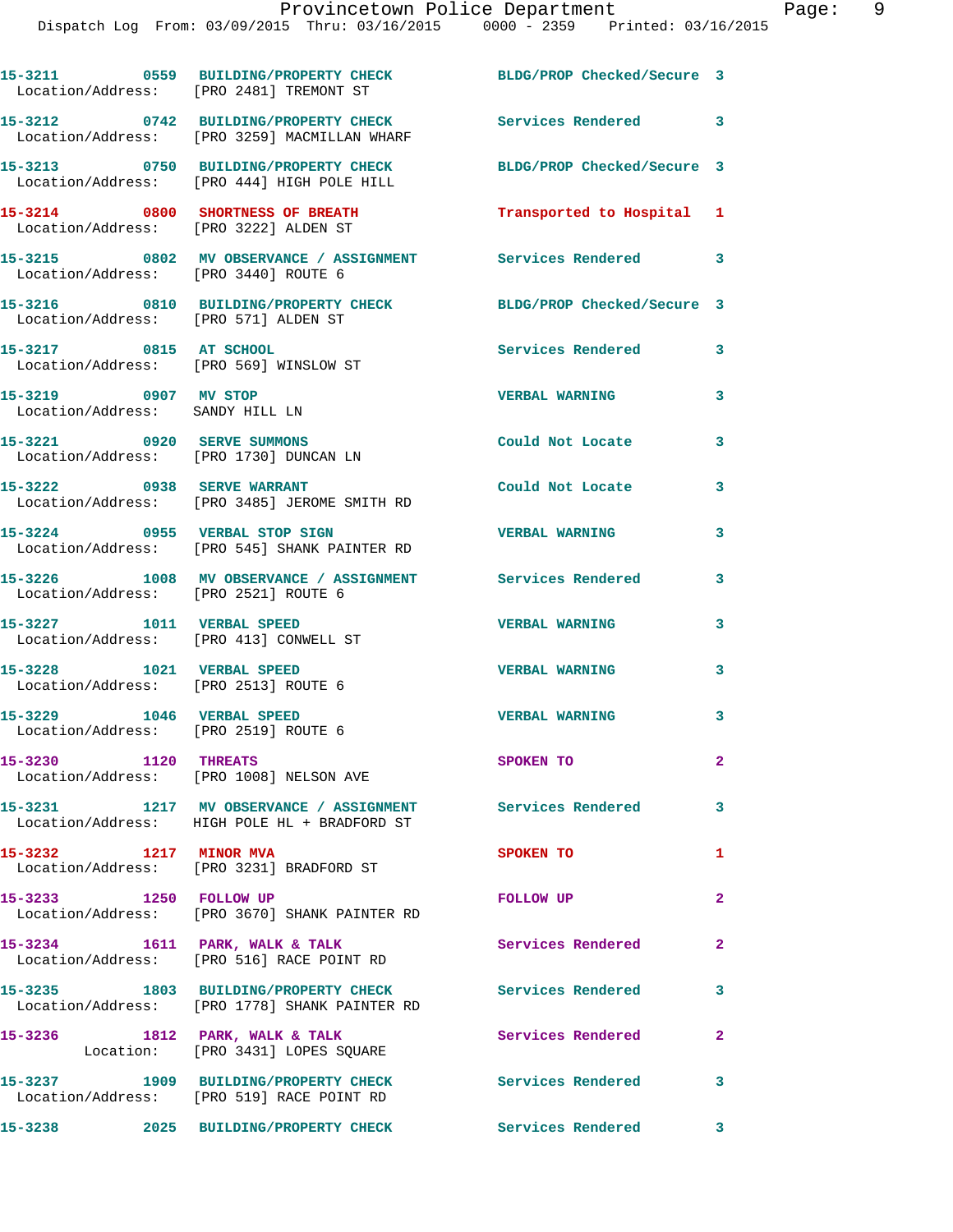| Call # | Time | Call Reason | Action | Priority |
|---|---|---|---|---|
| 15-3211 | 0559 | BUILDING/PROPERTY CHECK | BLDG/PROP Checked/Secure | 3 |
| Location/Address: [PRO 2481] TREMONT ST | | | | |
| 15-3212 | 0742 | BUILDING/PROPERTY CHECK | Services Rendered | 3 |
| Location/Address: [PRO 3259] MACMILLAN WHARF | | | | |
| 15-3213 | 0750 | BUILDING/PROPERTY CHECK | BLDG/PROP Checked/Secure | 3 |
| Location/Address: [PRO 444] HIGH POLE HILL | | | | |
| 15-3214 | 0800 | SHORTNESS OF BREATH | Transported to Hospital | 1 |
| Location/Address: [PRO 3222] ALDEN ST | | | | |
| 15-3215 | 0802 | MV OBSERVANCE / ASSIGNMENT | Services Rendered | 3 |
| Location/Address: [PRO 3440] ROUTE 6 | | | | |
| 15-3216 | 0810 | BUILDING/PROPERTY CHECK | BLDG/PROP Checked/Secure | 3 |
| Location/Address: [PRO 571] ALDEN ST | | | | |
| 15-3217 | 0815 | AT SCHOOL | Services Rendered | 3 |
| Location/Address: [PRO 569] WINSLOW ST | | | | |
| 15-3219 | 0907 | MV STOP | VERBAL WARNING | 3 |
| Location/Address: SANDY HILL LN | | | | |
| 15-3221 | 0920 | SERVE SUMMONS | Could Not Locate | 3 |
| Location/Address: [PRO 1730] DUNCAN LN | | | | |
| 15-3222 | 0938 | SERVE WARRANT | Could Not Locate | 3 |
| Location/Address: [PRO 3485] JEROME SMITH RD | | | | |
| 15-3224 | 0955 | VERBAL STOP SIGN | VERBAL WARNING | 3 |
| Location/Address: [PRO 545] SHANK PAINTER RD | | | | |
| 15-3226 | 1008 | MV OBSERVANCE / ASSIGNMENT | Services Rendered | 3 |
| Location/Address: [PRO 2521] ROUTE 6 | | | | |
| 15-3227 | 1011 | VERBAL SPEED | VERBAL WARNING | 3 |
| Location/Address: [PRO 413] CONWELL ST | | | | |
| 15-3228 | 1021 | VERBAL SPEED | VERBAL WARNING | 3 |
| Location/Address: [PRO 2513] ROUTE 6 | | | | |
| 15-3229 | 1046 | VERBAL SPEED | VERBAL WARNING | 3 |
| Location/Address: [PRO 2519] ROUTE 6 | | | | |
| 15-3230 | 1120 | THREATS | SPOKEN TO | 2 |
| Location/Address: [PRO 1008] NELSON AVE | | | | |
| 15-3231 | 1217 | MV OBSERVANCE / ASSIGNMENT | Services Rendered | 3 |
| Location/Address: HIGH POLE HL + BRADFORD ST | | | | |
| 15-3232 | 1217 | MINOR MVA | SPOKEN TO | 1 |
| Location/Address: [PRO 3231] BRADFORD ST | | | | |
| 15-3233 | 1250 | FOLLOW UP | FOLLOW UP | 2 |
| Location/Address: [PRO 3670] SHANK PAINTER RD | | | | |
| 15-3234 | 1611 | PARK, WALK & TALK | Services Rendered | 2 |
| Location/Address: [PRO 516] RACE POINT RD | | | | |
| 15-3235 | 1803 | BUILDING/PROPERTY CHECK | Services Rendered | 3 |
| Location/Address: [PRO 1778] SHANK PAINTER RD | | | | |
| 15-3236 | 1812 | PARK, WALK & TALK | Services Rendered | 2 |
| Location: [PRO 3431] LOPES SQUARE | | | | |
| 15-3237 | 1909 | BUILDING/PROPERTY CHECK | Services Rendered | 3 |
| Location/Address: [PRO 519] RACE POINT RD | | | | |
| 15-3238 | 2025 | BUILDING/PROPERTY CHECK | Services Rendered | 3 |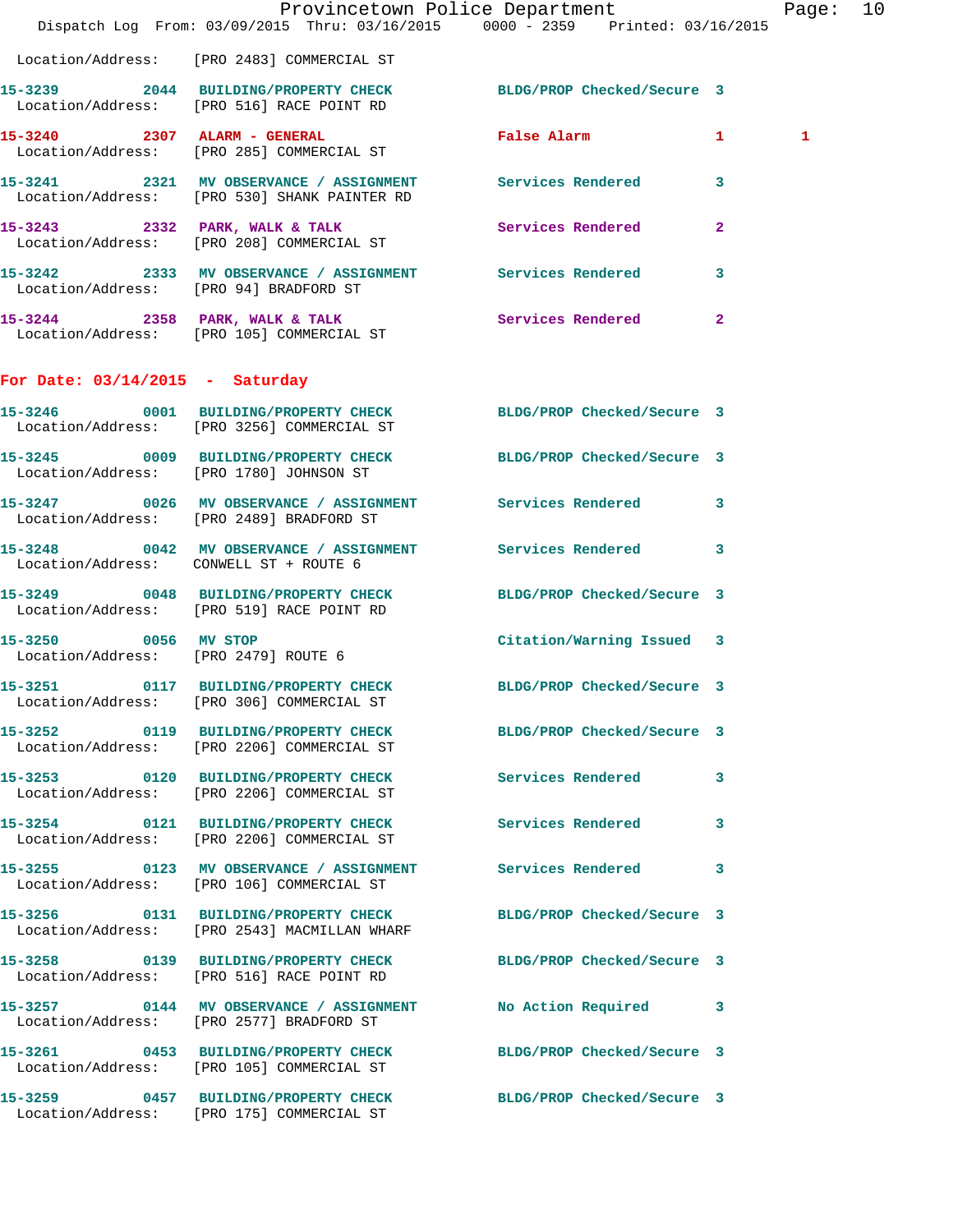Location/Address: [PRO 2483] COMMERCIAL ST

**15-3239** 2044 **BUILDING/PROPERTY CHECK** BLDG/PROP Checked/Secure 3
Location/Address: [PRO 516] RACE POINT RD

**15-3240** 2307 **ALARM - GENERAL** False Alarm 1 1
Location/Address: [PRO 285] COMMERCIAL ST

**15-3241** 2321 **MV OBSERVANCE / ASSIGNMENT** Services Rendered 3
Location/Address: [PRO 530] SHANK PAINTER RD

**15-3243** 2332 **PARK, WALK & TALK** Services Rendered 2
Location/Address: [PRO 208] COMMERCIAL ST

**15-3242** 2333 **MV OBSERVANCE / ASSIGNMENT** Services Rendered 3
Location/Address: [PRO 94] BRADFORD ST

**15-3244** 2358 **PARK, WALK & TALK** Services Rendered 2
Location/Address: [PRO 105] COMMERCIAL ST

## For Date: 03/14/2015 - Saturday

**15-3246** 0001 **BUILDING/PROPERTY CHECK** BLDG/PROP Checked/Secure 3
Location/Address: [PRO 3256] COMMERCIAL ST

**15-3245** 0009 **BUILDING/PROPERTY CHECK** BLDG/PROP Checked/Secure 3
Location/Address: [PRO 1780] JOHNSON ST

**15-3247** 0026 **MV OBSERVANCE / ASSIGNMENT** Services Rendered 3
Location/Address: [PRO 2489] BRADFORD ST

**15-3248** 0042 **MV OBSERVANCE / ASSIGNMENT** Services Rendered 3
Location/Address: CONWELL ST + ROUTE 6

**15-3249** 0048 **BUILDING/PROPERTY CHECK** BLDG/PROP Checked/Secure 3
Location/Address: [PRO 519] RACE POINT RD

**15-3250** 0056 **MV STOP** Citation/Warning Issued 3
Location/Address: [PRO 2479] ROUTE 6

**15-3251** 0117 **BUILDING/PROPERTY CHECK** BLDG/PROP Checked/Secure 3
Location/Address: [PRO 306] COMMERCIAL ST

**15-3252** 0119 **BUILDING/PROPERTY CHECK** BLDG/PROP Checked/Secure 3
Location/Address: [PRO 2206] COMMERCIAL ST

**15-3253** 0120 **BUILDING/PROPERTY CHECK** Services Rendered 3
Location/Address: [PRO 2206] COMMERCIAL ST

**15-3254** 0121 **BUILDING/PROPERTY CHECK** Services Rendered 3
Location/Address: [PRO 2206] COMMERCIAL ST

**15-3255** 0123 **MV OBSERVANCE / ASSIGNMENT** Services Rendered 3
Location/Address: [PRO 106] COMMERCIAL ST

**15-3256** 0131 **BUILDING/PROPERTY CHECK** BLDG/PROP Checked/Secure 3
Location/Address: [PRO 2543] MACMILLAN WHARF

**15-3258** 0139 **BUILDING/PROPERTY CHECK** BLDG/PROP Checked/Secure 3
Location/Address: [PRO 516] RACE POINT RD

**15-3257** 0144 **MV OBSERVANCE / ASSIGNMENT** No Action Required 3
Location/Address: [PRO 2577] BRADFORD ST

**15-3261** 0453 **BUILDING/PROPERTY CHECK** BLDG/PROP Checked/Secure 3
Location/Address: [PRO 105] COMMERCIAL ST

**15-3259** 0457 **BUILDING/PROPERTY CHECK** BLDG/PROP Checked/Secure 3
Location/Address: [PRO 175] COMMERCIAL ST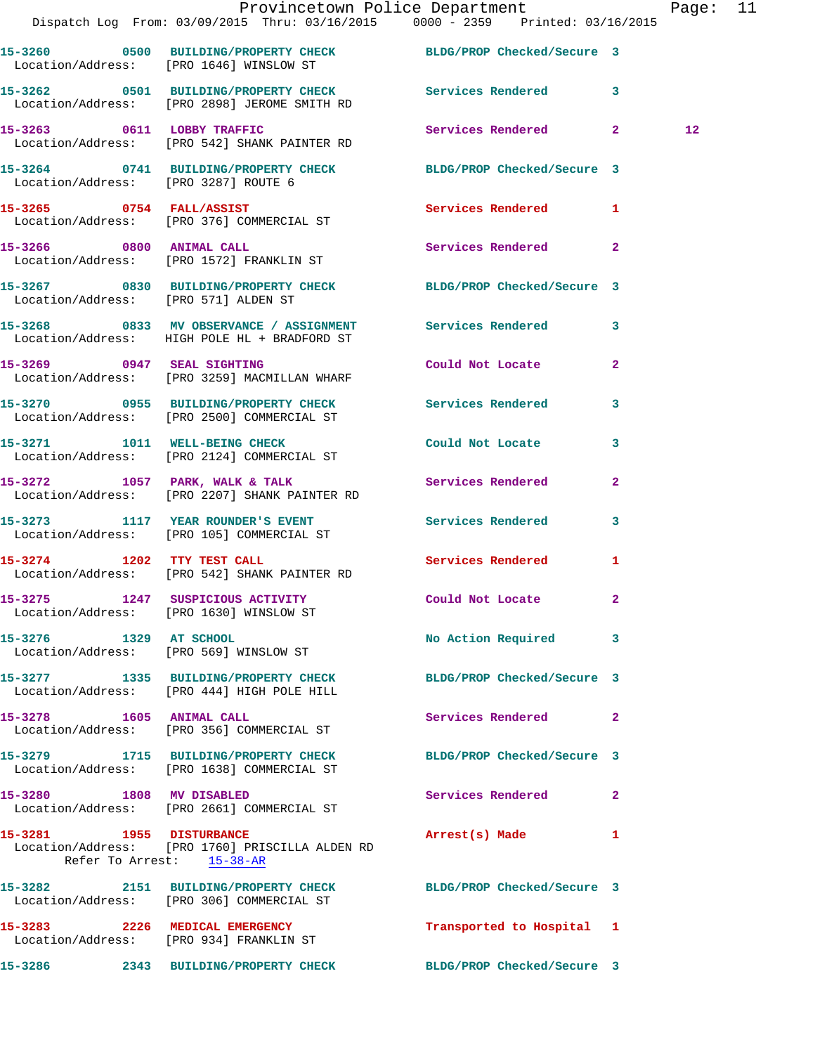15-3260 0500 BUILDING/PROPERTY CHECK BLDG/PROP Checked/Secure 3
Location/Address: [PRO 1646] WINSLOW ST

15-3262 0501 BUILDING/PROPERTY CHECK Services Rendered 3
Location/Address: [PRO 2898] JEROME SMITH RD

15-3263 0611 LOBBY TRAFFIC Services Rendered 2 12
Location/Address: [PRO 542] SHANK PAINTER RD

15-3264 0741 BUILDING/PROPERTY CHECK BLDG/PROP Checked/Secure 3
Location/Address: [PRO 3287] ROUTE 6

15-3265 0754 FALL/ASSIST Services Rendered 1
Location/Address: [PRO 376] COMMERCIAL ST

15-3266 0800 ANIMAL CALL Services Rendered 2
Location/Address: [PRO 1572] FRANKLIN ST

15-3267 0830 BUILDING/PROPERTY CHECK BLDG/PROP Checked/Secure 3
Location/Address: [PRO 571] ALDEN ST

15-3268 0833 MV OBSERVANCE / ASSIGNMENT Services Rendered 3
Location/Address: HIGH POLE HL + BRADFORD ST

15-3269 0947 SEAL SIGHTING Could Not Locate 2
Location/Address: [PRO 3259] MACMILLAN WHARF

15-3270 0955 BUILDING/PROPERTY CHECK Services Rendered 3
Location/Address: [PRO 2500] COMMERCIAL ST

15-3271 1011 WELL-BEING CHECK Could Not Locate 3
Location/Address: [PRO 2124] COMMERCIAL ST

15-3272 1057 PARK, WALK & TALK Services Rendered 2
Location/Address: [PRO 2207] SHANK PAINTER RD

15-3273 1117 YEAR ROUNDER'S EVENT Services Rendered 3
Location/Address: [PRO 105] COMMERCIAL ST

15-3274 1202 TTY TEST CALL Services Rendered 1
Location/Address: [PRO 542] SHANK PAINTER RD

15-3275 1247 SUSPICIOUS ACTIVITY Could Not Locate 2
Location/Address: [PRO 1630] WINSLOW ST

15-3276 1329 AT SCHOOL No Action Required 3
Location/Address: [PRO 569] WINSLOW ST

15-3277 1335 BUILDING/PROPERTY CHECK BLDG/PROP Checked/Secure 3
Location/Address: [PRO 444] HIGH POLE HILL

15-3278 1605 ANIMAL CALL Services Rendered 2
Location/Address: [PRO 356] COMMERCIAL ST

15-3279 1715 BUILDING/PROPERTY CHECK BLDG/PROP Checked/Secure 3
Location/Address: [PRO 1638] COMMERCIAL ST

15-3280 1808 MV DISABLED Services Rendered 2
Location/Address: [PRO 2661] COMMERCIAL ST

15-3281 1955 DISTURBANCE Arrest(s) Made 1
Location/Address: [PRO 1760] PRISCILLA ALDEN RD
Refer To Arrest: 15-38-AR

15-3282 2151 BUILDING/PROPERTY CHECK BLDG/PROP Checked/Secure 3
Location/Address: [PRO 306] COMMERCIAL ST

15-3283 2226 MEDICAL EMERGENCY Transported to Hospital 1
Location/Address: [PRO 934] FRANKLIN ST

15-3286 2343 BUILDING/PROPERTY CHECK BLDG/PROP Checked/Secure 3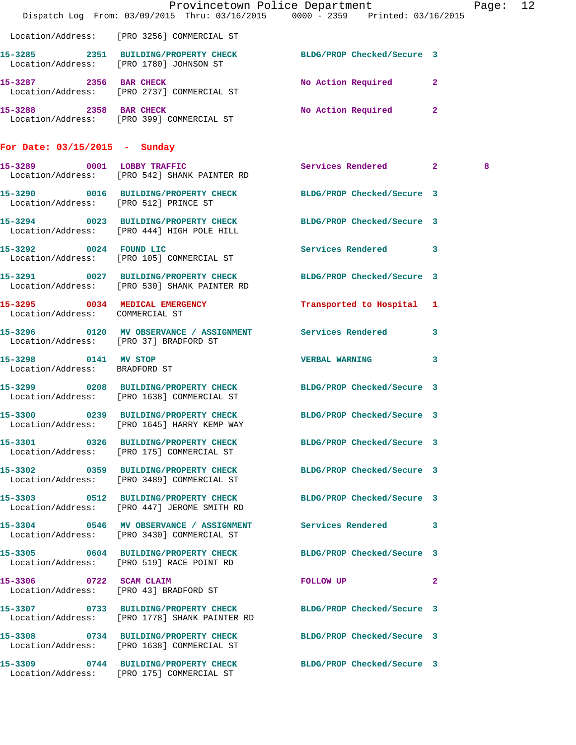Location/Address: [PRO 3256] COMMERCIAL ST

**15-3285 2351 BUILDING/PROPERTY CHECK** BLDG/PROP Checked/Secure 3
Location/Address: [PRO 1780] JOHNSON ST

**15-3287 2356 BAR CHECK** No Action Required 2
Location/Address: [PRO 2737] COMMERCIAL ST

**15-3288 2358 BAR CHECK** No Action Required 2
Location/Address: [PRO 399] COMMERCIAL ST

## For Date: 03/15/2015 - Sunday

**15-3289 0001 LOBBY TRAFFIC** Services Rendered 2 8
Location/Address: [PRO 542] SHANK PAINTER RD

**15-3290 0016 BUILDING/PROPERTY CHECK** BLDG/PROP Checked/Secure 3
Location/Address: [PRO 512] PRINCE ST

**15-3294 0023 BUILDING/PROPERTY CHECK** BLDG/PROP Checked/Secure 3
Location/Address: [PRO 444] HIGH POLE HILL

**15-3292 0024 FOUND LIC** Services Rendered 3
Location/Address: [PRO 105] COMMERCIAL ST

**15-3291 0027 BUILDING/PROPERTY CHECK** BLDG/PROP Checked/Secure 3
Location/Address: [PRO 530] SHANK PAINTER RD

**15-3295 0034 MEDICAL EMERGENCY** Transported to Hospital 1
Location/Address: COMMERCIAL ST

**15-3296 0120 MV OBSERVANCE / ASSIGNMENT** Services Rendered 3
Location/Address: [PRO 37] BRADFORD ST

**15-3298 0141 MV STOP** VERBAL WARNING 3
Location/Address: BRADFORD ST

**15-3299 0208 BUILDING/PROPERTY CHECK** BLDG/PROP Checked/Secure 3
Location/Address: [PRO 1638] COMMERCIAL ST

**15-3300 0239 BUILDING/PROPERTY CHECK** BLDG/PROP Checked/Secure 3
Location/Address: [PRO 1645] HARRY KEMP WAY

**15-3301 0326 BUILDING/PROPERTY CHECK** BLDG/PROP Checked/Secure 3
Location/Address: [PRO 175] COMMERCIAL ST

**15-3302 0359 BUILDING/PROPERTY CHECK** BLDG/PROP Checked/Secure 3
Location/Address: [PRO 3489] COMMERCIAL ST

**15-3303 0512 BUILDING/PROPERTY CHECK** BLDG/PROP Checked/Secure 3
Location/Address: [PRO 447] JEROME SMITH RD

**15-3304 0546 MV OBSERVANCE / ASSIGNMENT** Services Rendered 3
Location/Address: [PRO 3430] COMMERCIAL ST

**15-3305 0604 BUILDING/PROPERTY CHECK** BLDG/PROP Checked/Secure 3
Location/Address: [PRO 519] RACE POINT RD

**15-3306 0722 SCAM CLAIM** FOLLOW UP 2
Location/Address: [PRO 43] BRADFORD ST

**15-3307 0733 BUILDING/PROPERTY CHECK** BLDG/PROP Checked/Secure 3
Location/Address: [PRO 1778] SHANK PAINTER RD

**15-3308 0734 BUILDING/PROPERTY CHECK** BLDG/PROP Checked/Secure 3
Location/Address: [PRO 1638] COMMERCIAL ST

**15-3309 0744 BUILDING/PROPERTY CHECK** BLDG/PROP Checked/Secure 3
Location/Address: [PRO 175] COMMERCIAL ST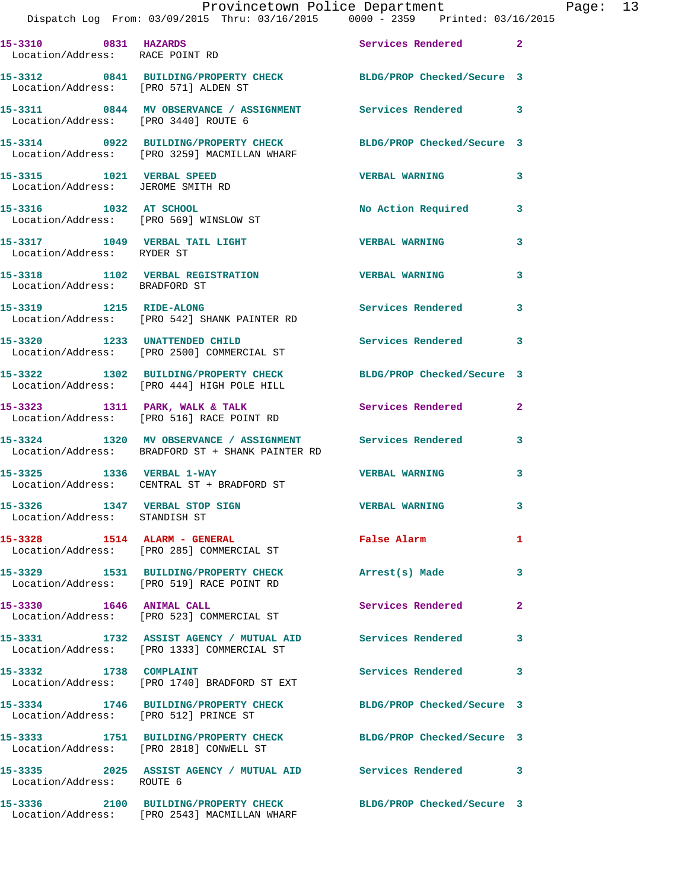15-3310 0831 HAZARDS Services Rendered 2
Location/Address: RACE POINT RD

15-3312 0841 BUILDING/PROPERTY CHECK BLDG/PROP Checked/Secure 3
Location/Address: [PRO 571] ALDEN ST

15-3311 0844 MV OBSERVANCE / ASSIGNMENT Services Rendered 3
Location/Address: [PRO 3440] ROUTE 6

15-3314 0922 BUILDING/PROPERTY CHECK BLDG/PROP Checked/Secure 3
Location/Address: [PRO 3259] MACMILLAN WHARF

15-3315 1021 VERBAL SPEED VERBAL WARNING 3
Location/Address: JEROME SMITH RD

15-3316 1032 AT SCHOOL No Action Required 3
Location/Address: [PRO 569] WINSLOW ST

15-3317 1049 VERBAL TAIL LIGHT VERBAL WARNING 3
Location/Address: RYDER ST

15-3318 1102 VERBAL REGISTRATION VERBAL WARNING 3
Location/Address: BRADFORD ST

15-3319 1215 RIDE-ALONG Services Rendered 3
Location/Address: [PRO 542] SHANK PAINTER RD

15-3320 1233 UNATTENDED CHILD Services Rendered 3
Location/Address: [PRO 2500] COMMERCIAL ST

15-3322 1302 BUILDING/PROPERTY CHECK BLDG/PROP Checked/Secure 3
Location/Address: [PRO 444] HIGH POLE HILL

15-3323 1311 PARK, WALK & TALK Services Rendered 2
Location/Address: [PRO 516] RACE POINT RD

15-3324 1320 MV OBSERVANCE / ASSIGNMENT Services Rendered 3
Location/Address: BRADFORD ST + SHANK PAINTER RD

15-3325 1336 VERBAL 1-WAY VERBAL WARNING 3
Location/Address: CENTRAL ST + BRADFORD ST

15-3326 1347 VERBAL STOP SIGN VERBAL WARNING 3
Location/Address: STANDISH ST

15-3328 1514 ALARM - GENERAL False Alarm 1
Location/Address: [PRO 285] COMMERCIAL ST

15-3329 1531 BUILDING/PROPERTY CHECK Arrest(s) Made 3
Location/Address: [PRO 519] RACE POINT RD

15-3330 1646 ANIMAL CALL Services Rendered 2
Location/Address: [PRO 523] COMMERCIAL ST

15-3331 1732 ASSIST AGENCY / MUTUAL AID Services Rendered 3
Location/Address: [PRO 1333] COMMERCIAL ST

15-3332 1738 COMPLAINT Services Rendered 3
Location/Address: [PRO 1740] BRADFORD ST EXT

15-3334 1746 BUILDING/PROPERTY CHECK BLDG/PROP Checked/Secure 3
Location/Address: [PRO 512] PRINCE ST

15-3333 1751 BUILDING/PROPERTY CHECK BLDG/PROP Checked/Secure 3
Location/Address: [PRO 2818] CONWELL ST

15-3335 2025 ASSIST AGENCY / MUTUAL AID Services Rendered 3
Location/Address: ROUTE 6

15-3336 2100 BUILDING/PROPERTY CHECK BLDG/PROP Checked/Secure 3
Location/Address: [PRO 2543] MACMILLAN WHARF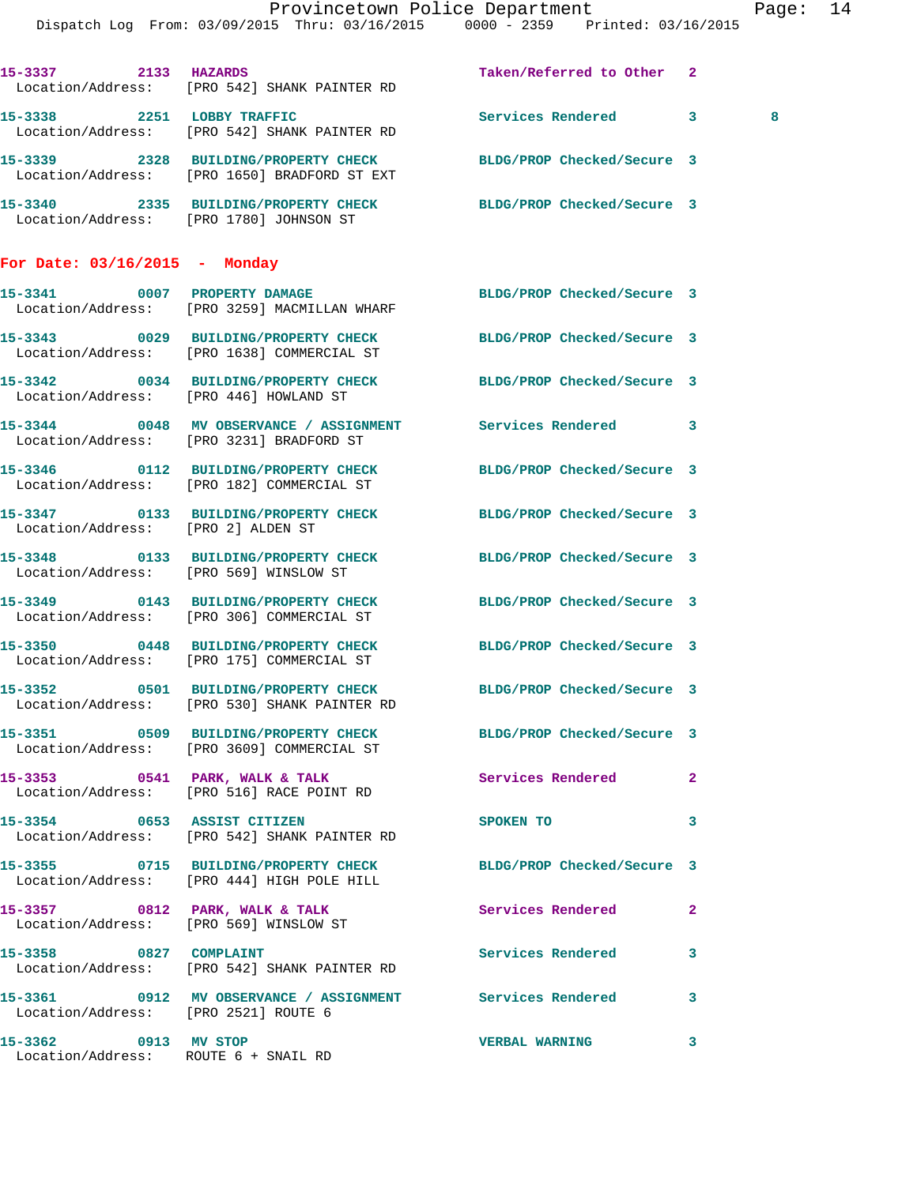15-3337 2133 HAZARDS Taken/Referred to Other 2
Location/Address: [PRO 542] SHANK PAINTER RD

15-3338 2251 LOBBY TRAFFIC Services Rendered 3 8
Location/Address: [PRO 542] SHANK PAINTER RD

15-3339 2328 BUILDING/PROPERTY CHECK BLDG/PROP Checked/Secure 3
Location/Address: [PRO 1650] BRADFORD ST EXT

15-3340 2335 BUILDING/PROPERTY CHECK BLDG/PROP Checked/Secure 3
Location/Address: [PRO 1780] JOHNSON ST

## For Date: 03/16/2015 - Monday

15-3341 0007 PROPERTY DAMAGE BLDG/PROP Checked/Secure 3
Location/Address: [PRO 3259] MACMILLAN WHARF

15-3343 0029 BUILDING/PROPERTY CHECK BLDG/PROP Checked/Secure 3
Location/Address: [PRO 1638] COMMERCIAL ST

15-3342 0034 BUILDING/PROPERTY CHECK BLDG/PROP Checked/Secure 3
Location/Address: [PRO 446] HOWLAND ST

15-3344 0048 MV OBSERVANCE / ASSIGNMENT Services Rendered 3
Location/Address: [PRO 3231] BRADFORD ST

15-3346 0112 BUILDING/PROPERTY CHECK BLDG/PROP Checked/Secure 3
Location/Address: [PRO 182] COMMERCIAL ST

15-3347 0133 BUILDING/PROPERTY CHECK BLDG/PROP Checked/Secure 3
Location/Address: [PRO 2] ALDEN ST

15-3348 0133 BUILDING/PROPERTY CHECK BLDG/PROP Checked/Secure 3
Location/Address: [PRO 569] WINSLOW ST

15-3349 0143 BUILDING/PROPERTY CHECK BLDG/PROP Checked/Secure 3
Location/Address: [PRO 306] COMMERCIAL ST

15-3350 0448 BUILDING/PROPERTY CHECK BLDG/PROP Checked/Secure 3
Location/Address: [PRO 175] COMMERCIAL ST

15-3352 0501 BUILDING/PROPERTY CHECK BLDG/PROP Checked/Secure 3
Location/Address: [PRO 530] SHANK PAINTER RD

15-3351 0509 BUILDING/PROPERTY CHECK BLDG/PROP Checked/Secure 3
Location/Address: [PRO 3609] COMMERCIAL ST

15-3353 0541 PARK, WALK & TALK Services Rendered 2
Location/Address: [PRO 516] RACE POINT RD

15-3354 0653 ASSIST CITIZEN SPOKEN TO 3
Location/Address: [PRO 542] SHANK PAINTER RD

15-3355 0715 BUILDING/PROPERTY CHECK BLDG/PROP Checked/Secure 3
Location/Address: [PRO 444] HIGH POLE HILL

15-3357 0812 PARK, WALK & TALK Services Rendered 2
Location/Address: [PRO 569] WINSLOW ST

15-3358 0827 COMPLAINT Services Rendered 3
Location/Address: [PRO 542] SHANK PAINTER RD

15-3361 0912 MV OBSERVANCE / ASSIGNMENT Services Rendered 3
Location/Address: [PRO 2521] ROUTE 6

15-3362 0913 MV STOP VERBAL WARNING 3
Location/Address: ROUTE 6 + SNAIL RD